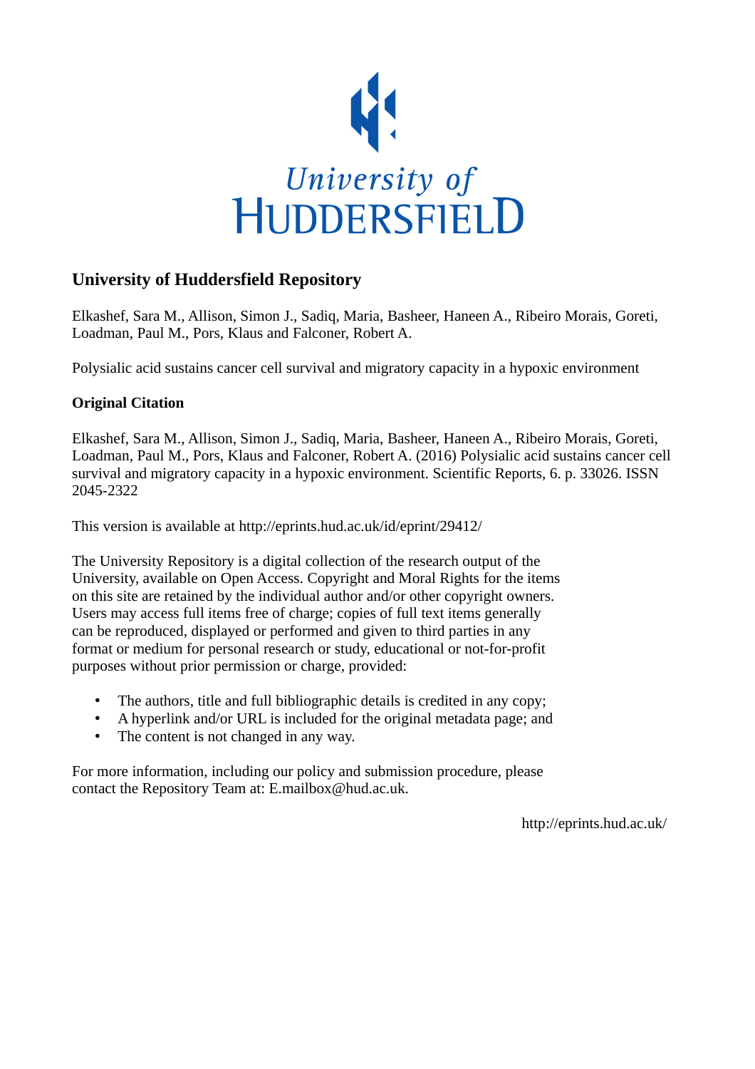University of HUDDERSFIELD

## University of Huddersfield Repository

Elkashef, Sara M., Allison, Simon J., Sadiq, Maria, Basheer, Haneen A., Ribeiro Morais, Goreti, Loadman, Paul M., Pors, Klaus and Falconer, Robert A.

Polysialic acid sustains cancer cell survival and migratory capacity in a hypoxic environment

### Original Citation

Elkashef, Sara M., Allison, Simon J., Sadiq, Maria, Basheer, Haneen A., Ribeiro Morais, Goreti, Loadman, Paul M., Pors, Klaus and Falconer, Robert A. (2016) Polysialic acid sustains cancer cell survival and migratory capacity in a hypoxic environment. Scientific Reports, 6. p. 33026. ISSN 2045-2322

This version is available at http://eprints.hud.ac.uk/id/eprint/29412/

The University Repository is a digital collection of the research output of the University, available on Open Access. Copyright and Moral Rights for the items on this site are retained by the individual author and/or other copyright owners. Users may access full items free of charge; copies of full text items generally can be reproduced, displayed or performed and given to third parties in any format or medium for personal research or study, educational or not-for-profit purposes without prior permission or charge, provided:

- The authors, title and full bibliographic details is credited in any copy;
- A hyperlink and/or URL is included for the original metadata page; and
- The content is not changed in any way.

For more information, including our policy and submission procedure, please contact the Repository Team at: E.mailbox@hud.ac.uk.

http://eprints.hud.ac.uk/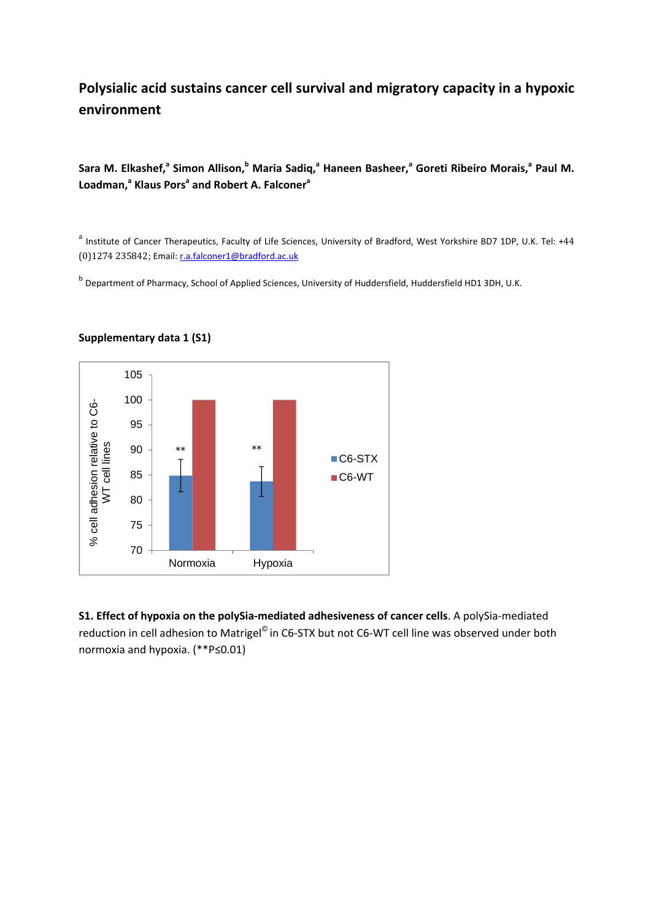# Polysialic acid sustains cancer cell survival and migratory capacity in a hypoxic environment

**Sara M. Elkashef,[a] Simon Allison,[b] Maria Sadiq,[a] Haneen Basheer,[a] Goreti Ribeiro Morais,[a] Paul M. Loadman,[a] Klaus Pors[a] and Robert A. Falconer[a]**

[a] Institute of Cancer Therapeutics, Faculty of Life Sciences, University of Bradford, West Yorkshire BD7 1DP, U.K. Tel: +44 (0)1274 235842; Email: r.a.falconer1@bradford.ac.uk

[b] Department of Pharmacy, School of Applied Sciences, University of Huddersfield, Huddersfield HD1 3DH, U.K.

**Supplementary data 1 (S1)**

**S1. Effect of hypoxia on the polySia-mediated adhesiveness of cancer cells**. A polySia-mediated reduction in cell adhesion to Matrigel© in C6-STX but not C6-WT cell line was observed under both normoxia and hypoxia. (**P≤0.01)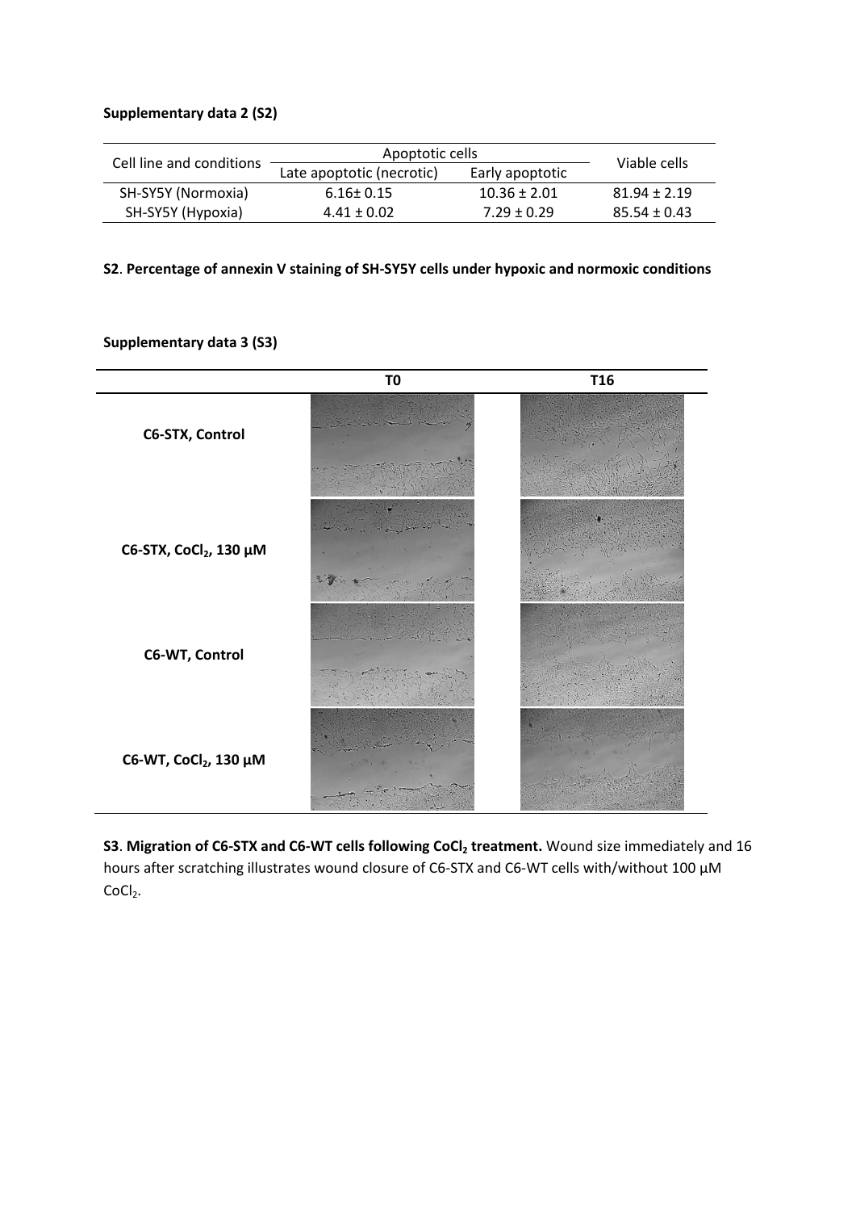**Supplementary data 2 (S2)**

| Cell line and conditions | Apoptotic cells | | Viable cells |
|---|---|---|---|
| | Late apoptotic (necrotic) | Early apoptotic | |
| SH-SY5Y (Normoxia) | 6.16± 0.15 | 10.36 ± 2.01 | 81.94 ± 2.19 |
| SH-SY5Y (Hypoxia) | 4.41 ± 0.02 | 7.29 ± 0.29 | 85.54 ± 0.43 |

**S2**. **Percentage of annexin V staining of SH-SY5Y cells under hypoxic and normoxic conditions**

**Supplementary data 3 (S3)**

| | T0 | T16 |
|---|---|---|
| **C6-STX, Control** | | |
| **C6-STX, $CoCl_2$, 130 µM** | | |
| **C6-WT, Control** | | |
| **C6-WT, $CoCl_2$, 130 µM** | | |

**S3**. **Migration of C6-STX and C6-WT cells following $CoCl_2$ treatment.** Wound size immediately and 16 hours after scratching illustrates wound closure of C6-STX and C6-WT cells with/without 100 µM $CoCl_2$.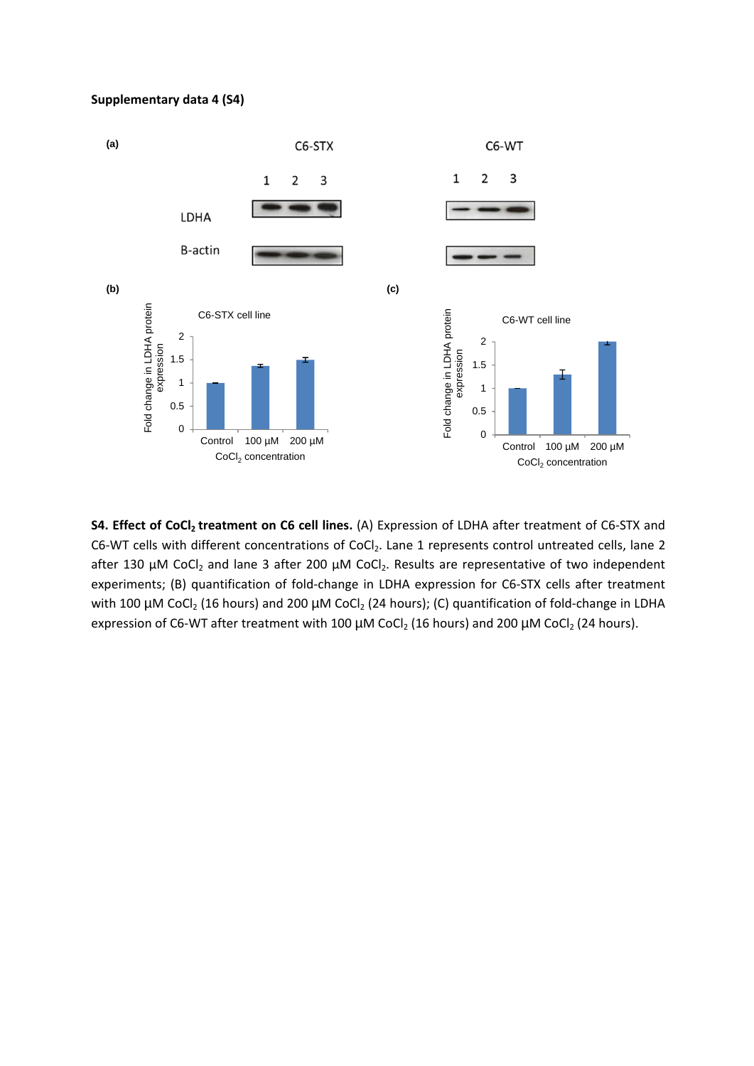**Supplementary data 4 (S4)**

(a)

C6-STX

1 2 3

LDHA

B-actin

C6-WT

1 2 3

(b)

C6-STX cell line

Fold change in LDHA protein expression

Control 100 µM 200 µM

$CoCl_2$ concentration

(c)

C6-WT cell line

Fold change in LDHA protein expression

Control 100 µM 200 µM

$CoCl_2$ concentration

**S4. Effect of $CoCl_2$ treatment on C6 cell lines.** (A) Expression of LDHA after treatment of C6-STX and C6-WT cells with different concentrations of $CoCl_2$. Lane 1 represents control untreated cells, lane 2 after 130 µM $CoCl_2$ and lane 3 after 200 µM $CoCl_2$. Results are representative of two independent experiments; (B) quantification of fold-change in LDHA expression for C6-STX cells after treatment with 100 µM $CoCl_2$ (16 hours) and 200 µM $CoCl_2$ (24 hours); (C) quantification of fold-change in LDHA expression of C6-WT after treatment with 100 µM $CoCl_2$ (16 hours) and 200 µM $CoCl_2$ (24 hours).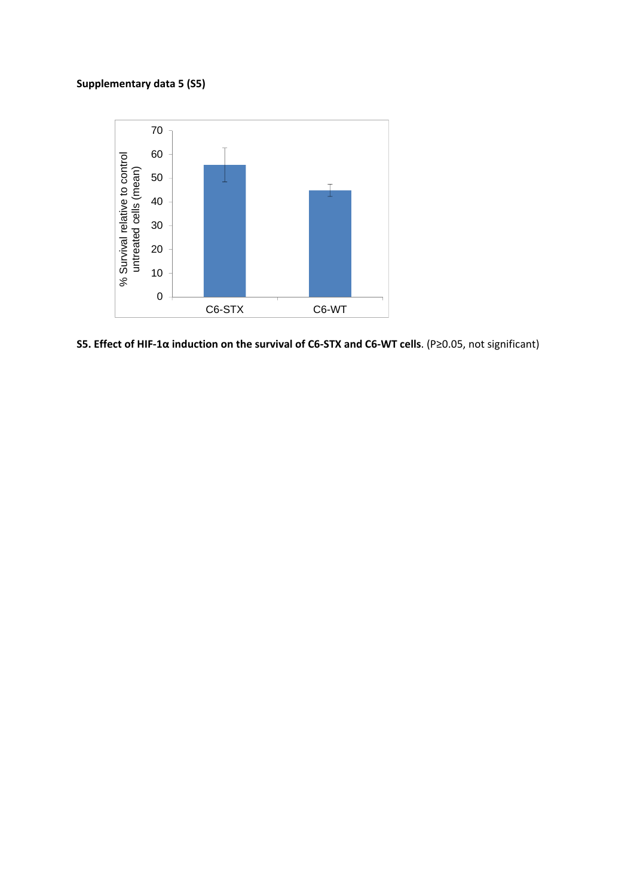**Supplementary data 5 (S5)**

% Survival relative to control untreated cells (mean)

70
60
50
40
30
20
10
0

C6-STX
C6-WT

**S5. Effect of HIF-1α induction on the survival of C6-STX and C6-WT cells**. (P≥0.05, not significant)